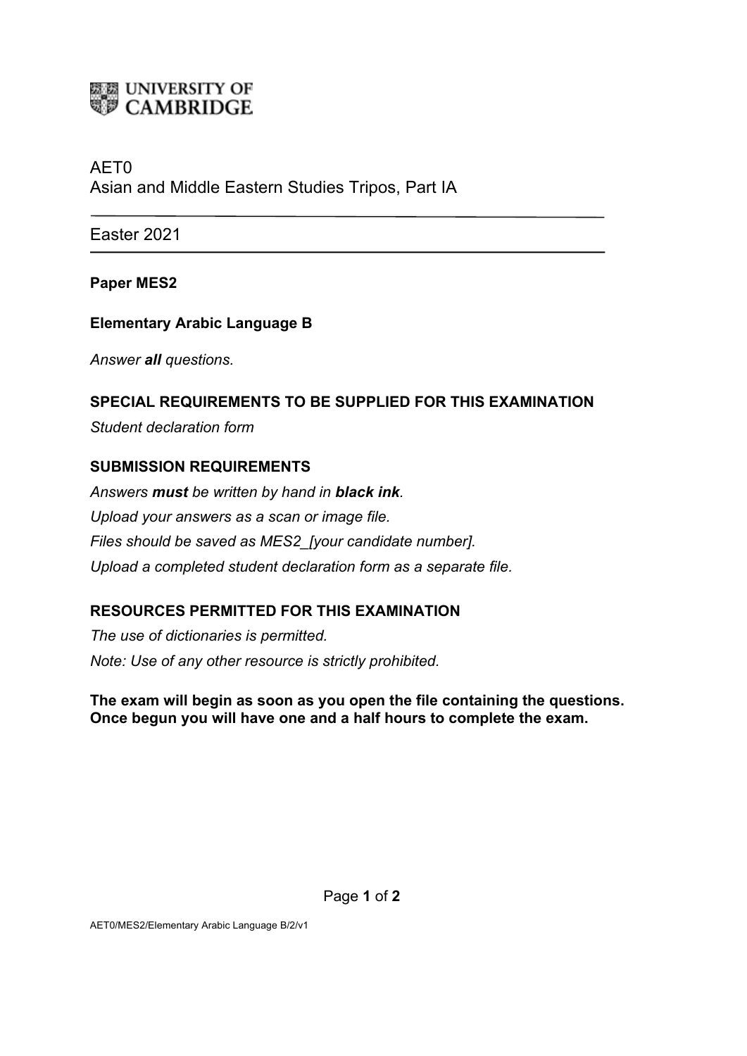UNIVERSITY OF CAMBRIDGE

AET0
Asian and Middle Eastern Studies Tripos, Part IA

---

Easter 2021

---

**Paper MES2**

**Elementary Arabic Language B**

*Answer **all** questions.*

**SPECIAL REQUIREMENTS TO BE SUPPLIED FOR THIS EXAMINATION**

*Student declaration form*

**SUBMISSION REQUIREMENTS**

*Answers **must** be written by hand in **black ink**.*

*Upload your answers as a scan or image file.*

*Files should be saved as MES2_[your candidate number].*

*Upload a completed student declaration form as a separate file.*

**RESOURCES PERMITTED FOR THIS EXAMINATION**

*The use of dictionaries is permitted.*

*Note: Use of any other resource is strictly prohibited.*

**The exam will begin as soon as you open the file containing the questions. Once begun you will have one and a half hours to complete the exam.**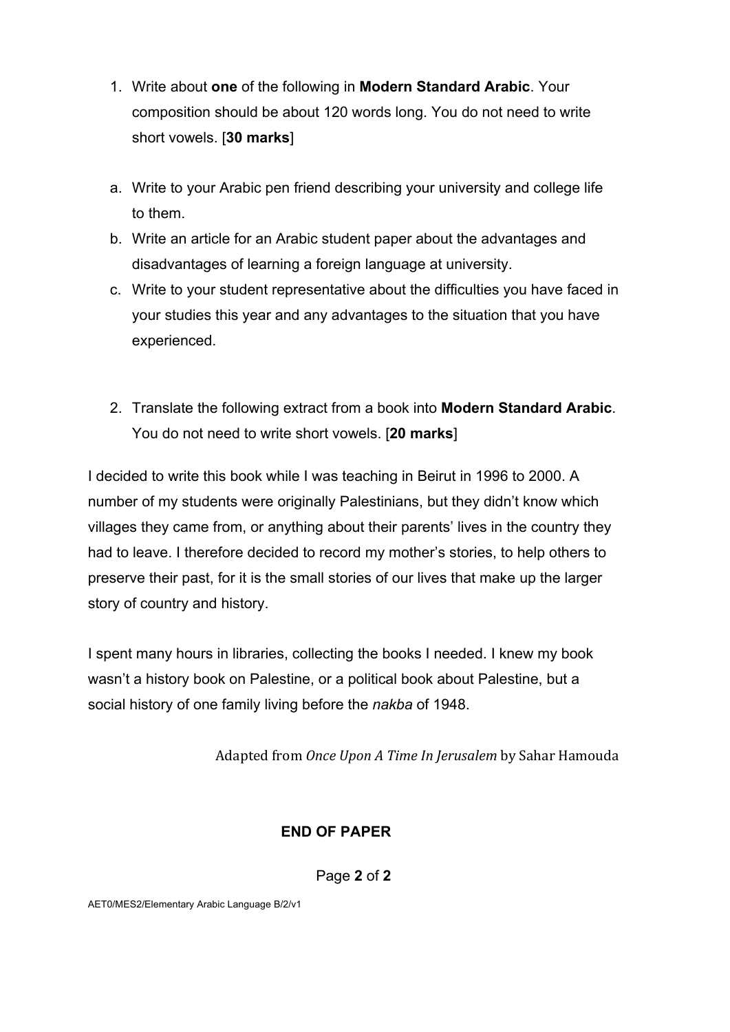1. Write about **one** of the following in **Modern Standard Arabic**. Your composition should be about 120 words long. You do not need to write short vowels. [**30 marks**]

a. Write to your Arabic pen friend describing your university and college life to them.
b. Write an article for an Arabic student paper about the advantages and disadvantages of learning a foreign language at university.
c. Write to your student representative about the difficulties you have faced in your studies this year and any advantages to the situation that you have experienced.

2. Translate the following extract from a book into **Modern Standard Arabic**. You do not need to write short vowels. [**20 marks**]

I decided to write this book while I was teaching in Beirut in 1996 to 2000. A number of my students were originally Palestinians, but they didn't know which villages they came from, or anything about their parents' lives in the country they had to leave. I therefore decided to record my mother's stories, to help others to preserve their past, for it is the small stories of our lives that make up the larger story of country and history.

I spent many hours in libraries, collecting the books I needed. I knew my book wasn't a history book on Palestine, or a political book about Palestine, but a social history of one family living before the *nakba* of 1948.

Adapted from *Once Upon A Time In Jerusalem* by Sahar Hamouda

**END OF PAPER**